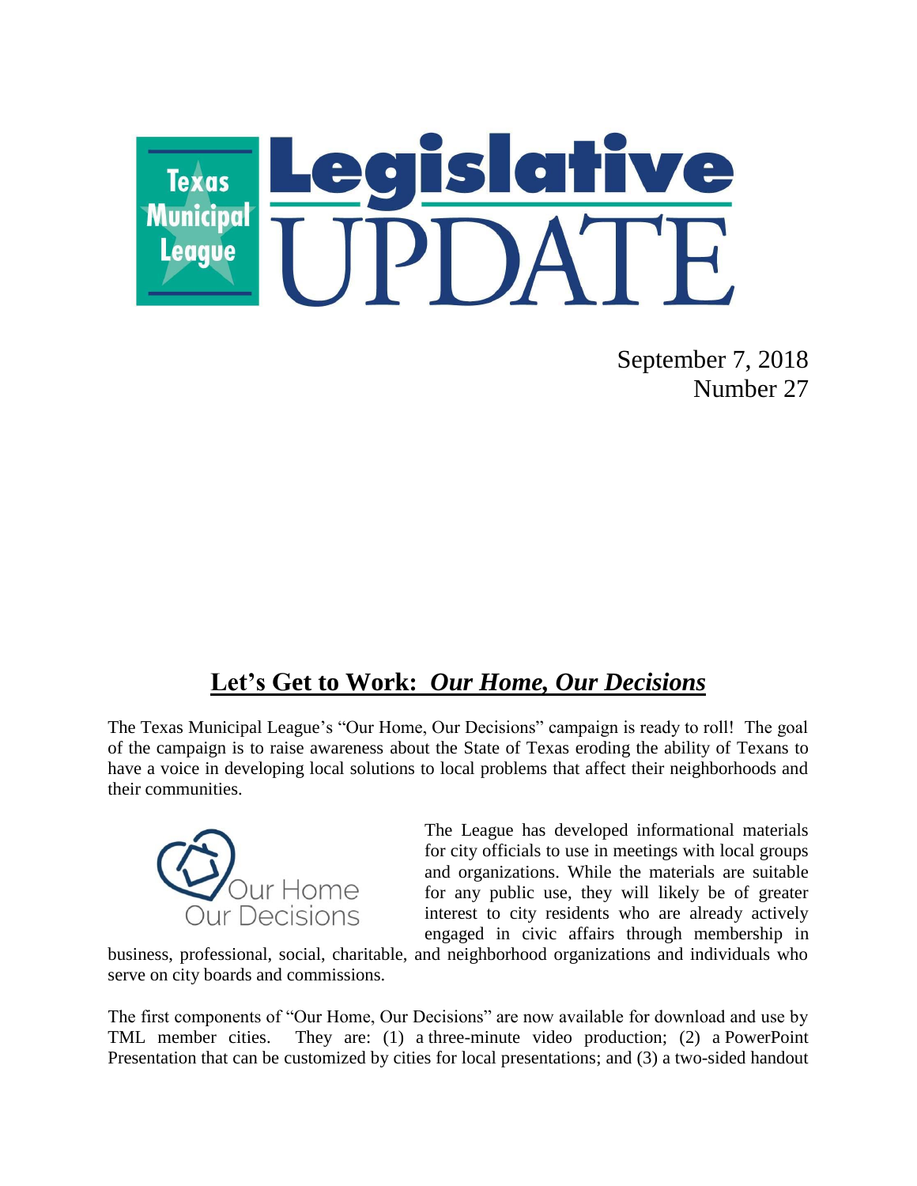# Texas Municipal League Legislative UPDATE

September 7, 2018
Number 27

## Let's Get to Work: *Our Home, Our Decisions*

The Texas Municipal League's "Our Home, Our Decisions" campaign is ready to roll! The goal of the campaign is to raise awareness about the State of Texas eroding the ability of Texans to have a voice in developing local solutions to local problems that affect their neighborhoods and their communities.

Our Home
Our Decisions

The League has developed informational materials for city officials to use in meetings with local groups and organizations. While the materials are suitable for any public use, they will likely be of greater interest to city residents who are already actively engaged in civic affairs through membership in business, professional, social, charitable, and neighborhood organizations and individuals who serve on city boards and commissions.

The first components of "Our Home, Our Decisions" are now available for download and use by TML member cities. They are: (1) a three-minute video production; (2) a PowerPoint Presentation that can be customized by cities for local presentations; and (3) a two-sided handout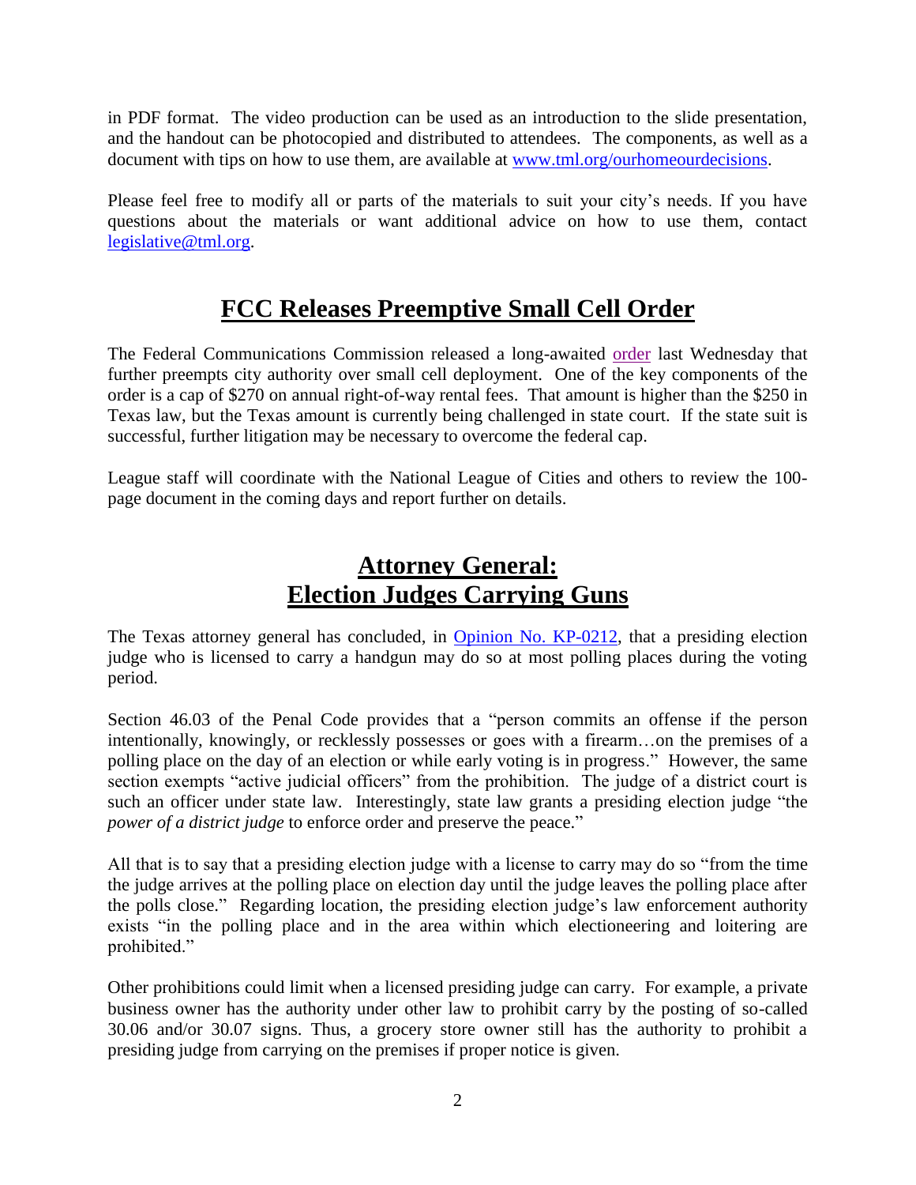in PDF format. The video production can be used as an introduction to the slide presentation, and the handout can be photocopied and distributed to attendees. The components, as well as a document with tips on how to use them, are available at [www.tml.org/ourhomeourdecisions](www.tml.org/ourhomeourdecisions).

Please feel free to modify all or parts of the materials to suit your city's needs. If you have questions about the materials or want additional advice on how to use them, contact [legislative@tml.org](mailto:legislative@tml.org).

## FCC Releases Preemptive Small Cell Order

The Federal Communications Commission released a long-awaited order last Wednesday that further preempts city authority over small cell deployment. One of the key components of the order is a cap of $270 on annual right-of-way rental fees. That amount is higher than the $250 in Texas law, but the Texas amount is currently being challenged in state court. If the state suit is successful, further litigation may be necessary to overcome the federal cap.

League staff will coordinate with the National League of Cities and others to review the 100-page document in the coming days and report further on details.

## Attorney General: Election Judges Carrying Guns

The Texas attorney general has concluded, in Opinion No. KP-0212, that a presiding election judge who is licensed to carry a handgun may do so at most polling places during the voting period.

Section 46.03 of the Penal Code provides that a "person commits an offense if the person intentionally, knowingly, or recklessly possesses or goes with a firearm…on the premises of a polling place on the day of an election or while early voting is in progress." However, the same section exempts "active judicial officers" from the prohibition. The judge of a district court is such an officer under state law. Interestingly, state law grants a presiding election judge "the *power of a district judge* to enforce order and preserve the peace."

All that is to say that a presiding election judge with a license to carry may do so "from the time the judge arrives at the polling place on election day until the judge leaves the polling place after the polls close." Regarding location, the presiding election judge's law enforcement authority exists "in the polling place and in the area within which electioneering and loitering are prohibited."

Other prohibitions could limit when a licensed presiding judge can carry. For example, a private business owner has the authority under other law to prohibit carry by the posting of so-called 30.06 and/or 30.07 signs. Thus, a grocery store owner still has the authority to prohibit a presiding judge from carrying on the premises if proper notice is given.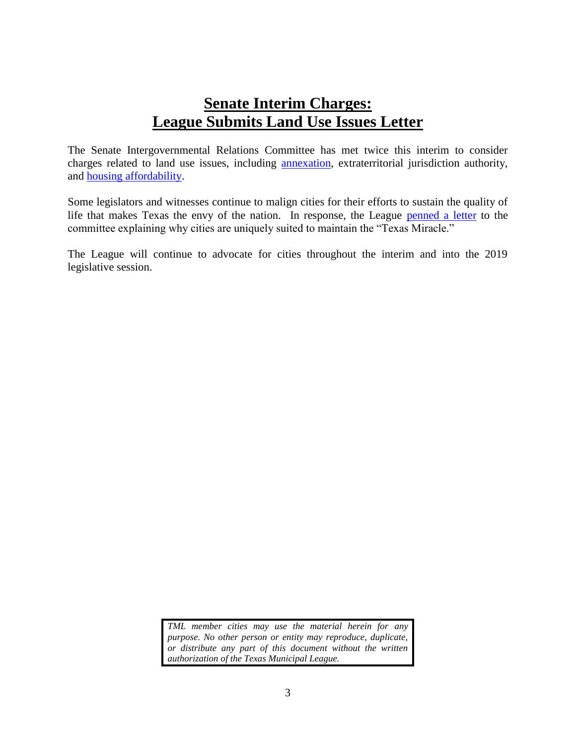## Senate Interim Charges: League Submits Land Use Issues Letter

The Senate Intergovernmental Relations Committee has met twice this interim to consider charges related to land use issues, including annexation, extraterritorial jurisdiction authority, and housing affordability.

Some legislators and witnesses continue to malign cities for their efforts to sustain the quality of life that makes Texas the envy of the nation. In response, the League penned a letter to the committee explaining why cities are uniquely suited to maintain the "Texas Miracle."

The League will continue to advocate for cities throughout the interim and into the 2019 legislative session.

*TML member cities may use the material herein for any purpose. No other person or entity may reproduce, duplicate, or distribute any part of this document without the written authorization of the Texas Municipal League.*